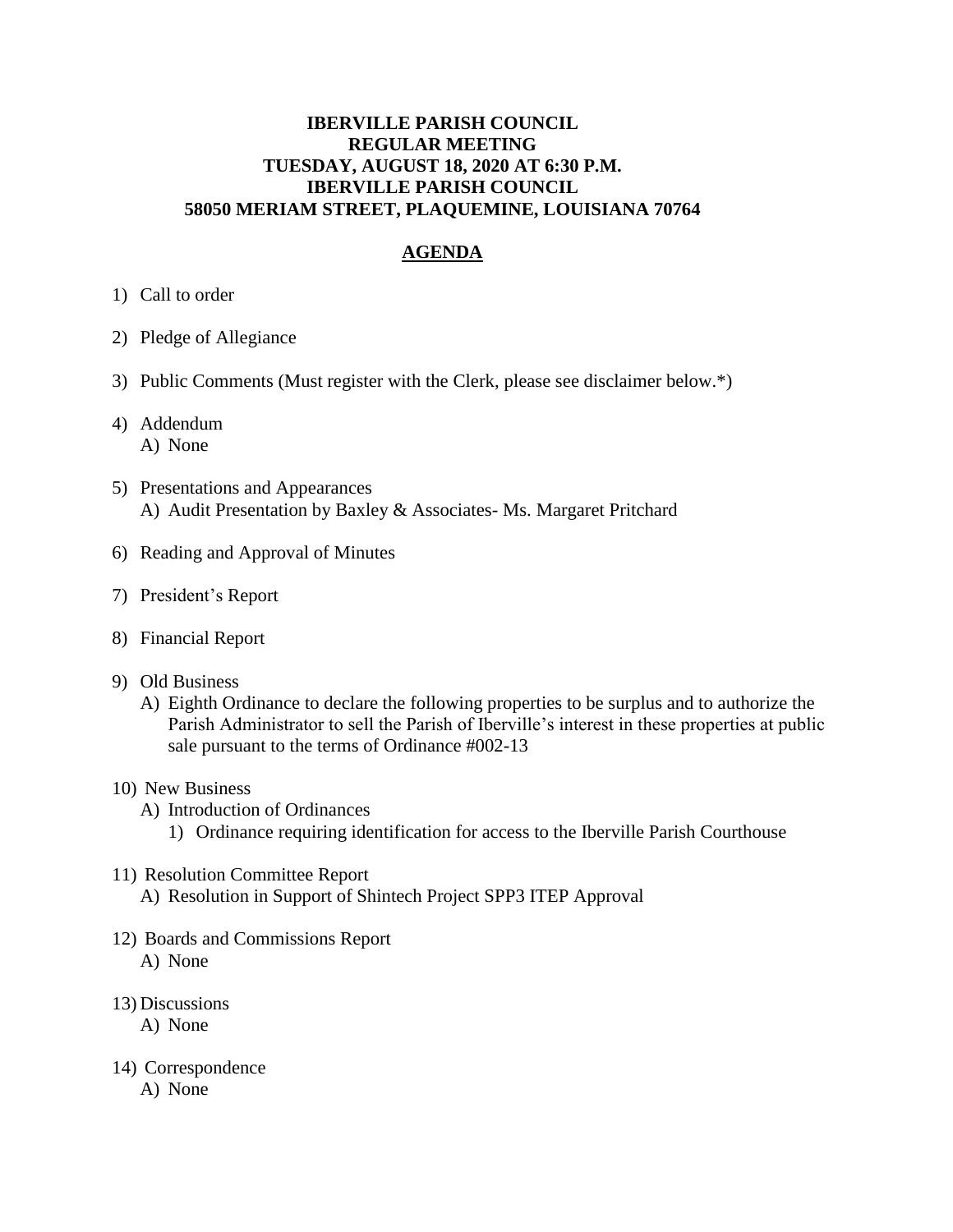**IBERVILLE PARISH COUNCIL**
**REGULAR MEETING**
**TUESDAY, AUGUST 18, 2020 AT 6:30 P.M.**
**IBERVILLE PARISH COUNCIL**
**58050 MERIAM STREET, PLAQUEMINE, LOUISIANA 70764**

## AGENDA

1) Call to order

2) Pledge of Allegiance

3) Public Comments (Must register with the Clerk, please see disclaimer below.*)

4) Addendum
   A) None

5) Presentations and Appearances
   A) Audit Presentation by Baxley & Associates- Ms. Margaret Pritchard

6) Reading and Approval of Minutes

7) President's Report

8) Financial Report

9) Old Business
   A) Eighth Ordinance to declare the following properties to be surplus and to authorize the Parish Administrator to sell the Parish of Iberville's interest in these properties at public sale pursuant to the terms of Ordinance #002-13

10) New Business
    A) Introduction of Ordinances
       1) Ordinance requiring identification for access to the Iberville Parish Courthouse

11) Resolution Committee Report
    A) Resolution in Support of Shintech Project SPP3 ITEP Approval

12) Boards and Commissions Report
    A) None

13) Discussions
    A) None

14) Correspondence
    A) None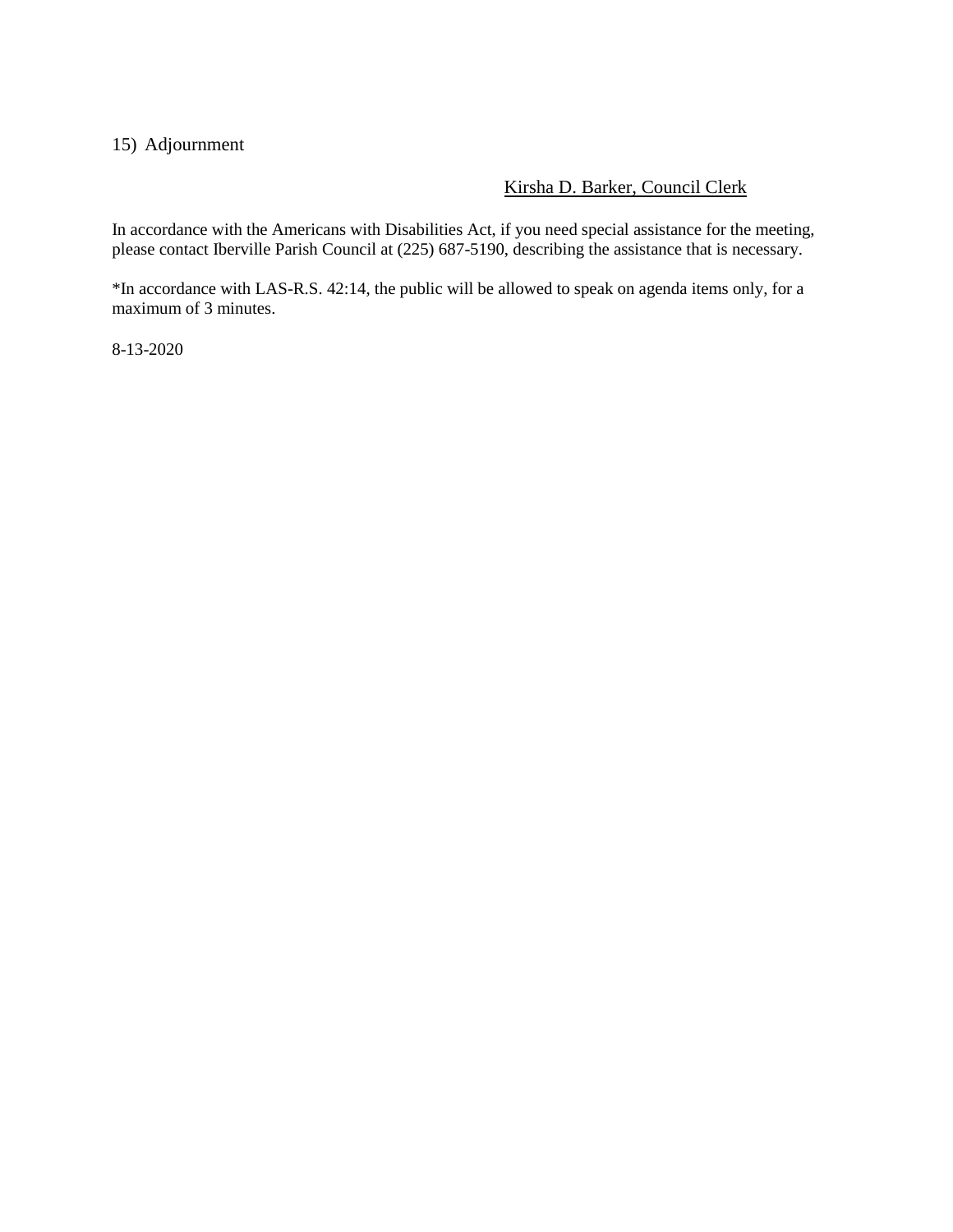15) Adjournment

Kirsha D. Barker, Council Clerk

In accordance with the Americans with Disabilities Act, if you need special assistance for the meeting, please contact Iberville Parish Council at (225) 687-5190, describing the assistance that is necessary.

*In accordance with LAS-R.S. 42:14, the public will be allowed to speak on agenda items only, for a maximum of 3 minutes.

8-13-2020